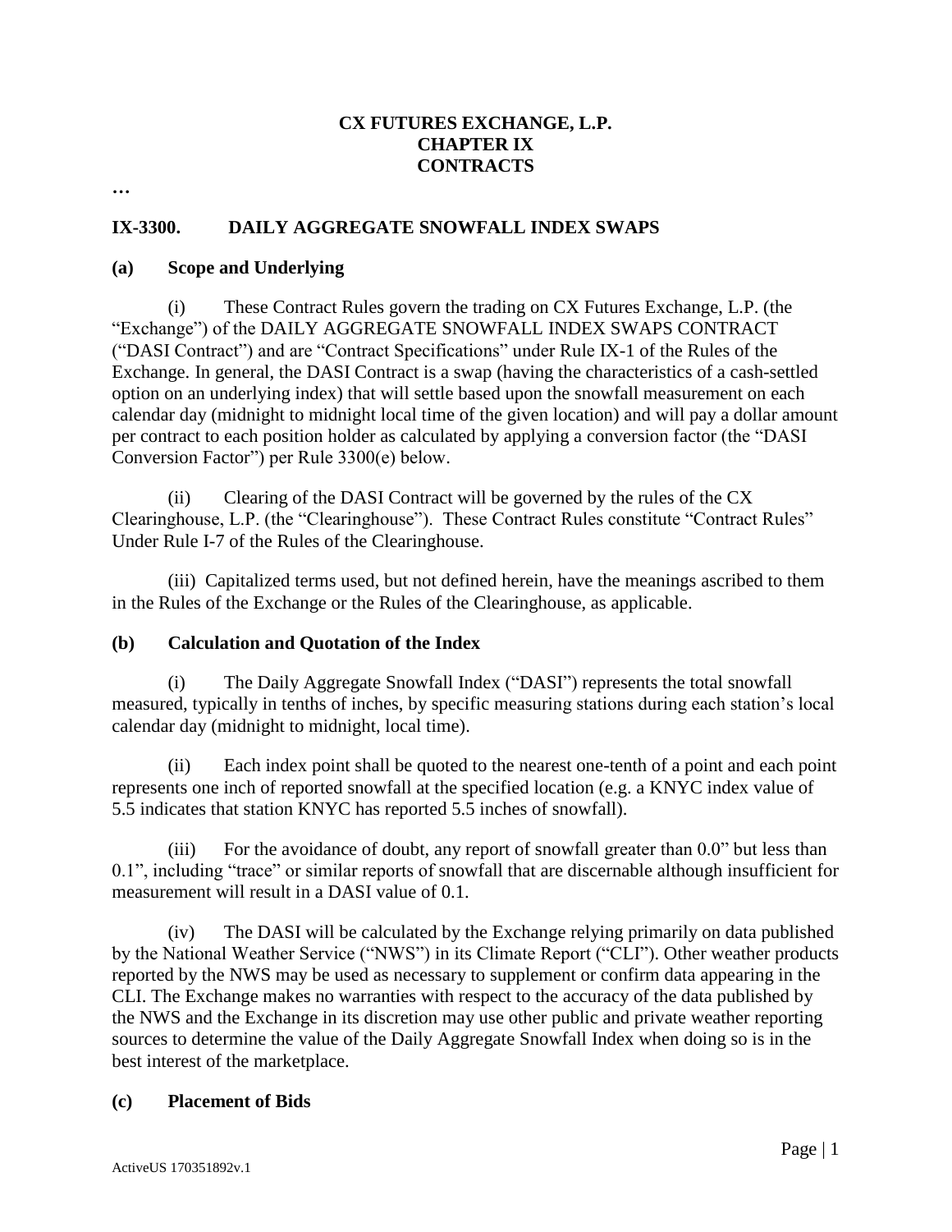**CX FUTURES EXCHANGE, L.P.**
**CHAPTER IX**
**CONTRACTS**

**…**

## IX-3300. DAILY AGGREGATE SNOWFALL INDEX SWAPS

### (a) Scope and Underlying

(i) These Contract Rules govern the trading on CX Futures Exchange, L.P. (the "Exchange") of the DAILY AGGREGATE SNOWFALL INDEX SWAPS CONTRACT ("DASI Contract") and are "Contract Specifications" under Rule IX-1 of the Rules of the Exchange. In general, the DASI Contract is a swap (having the characteristics of a cash-settled option on an underlying index) that will settle based upon the snowfall measurement on each calendar day (midnight to midnight local time of the given location) and will pay a dollar amount per contract to each position holder as calculated by applying a conversion factor (the "DASI Conversion Factor") per Rule 3300(e) below.

(ii) Clearing of the DASI Contract will be governed by the rules of the CX Clearinghouse, L.P. (the "Clearinghouse"). These Contract Rules constitute "Contract Rules" Under Rule I-7 of the Rules of the Clearinghouse.

(iii) Capitalized terms used, but not defined herein, have the meanings ascribed to them in the Rules of the Exchange or the Rules of the Clearinghouse, as applicable.

### (b) Calculation and Quotation of the Index

(i) The Daily Aggregate Snowfall Index ("DASI") represents the total snowfall measured, typically in tenths of inches, by specific measuring stations during each station's local calendar day (midnight to midnight, local time).

(ii) Each index point shall be quoted to the nearest one-tenth of a point and each point represents one inch of reported snowfall at the specified location (e.g. a KNYC index value of 5.5 indicates that station KNYC has reported 5.5 inches of snowfall).

(iii) For the avoidance of doubt, any report of snowfall greater than 0.0" but less than 0.1", including "trace" or similar reports of snowfall that are discernable although insufficient for measurement will result in a DASI value of 0.1.

(iv) The DASI will be calculated by the Exchange relying primarily on data published by the National Weather Service ("NWS") in its Climate Report ("CLI"). Other weather products reported by the NWS may be used as necessary to supplement or confirm data appearing in the CLI. The Exchange makes no warranties with respect to the accuracy of the data published by the NWS and the Exchange in its discretion may use other public and private weather reporting sources to determine the value of the Daily Aggregate Snowfall Index when doing so is in the best interest of the marketplace.

### (c) Placement of Bids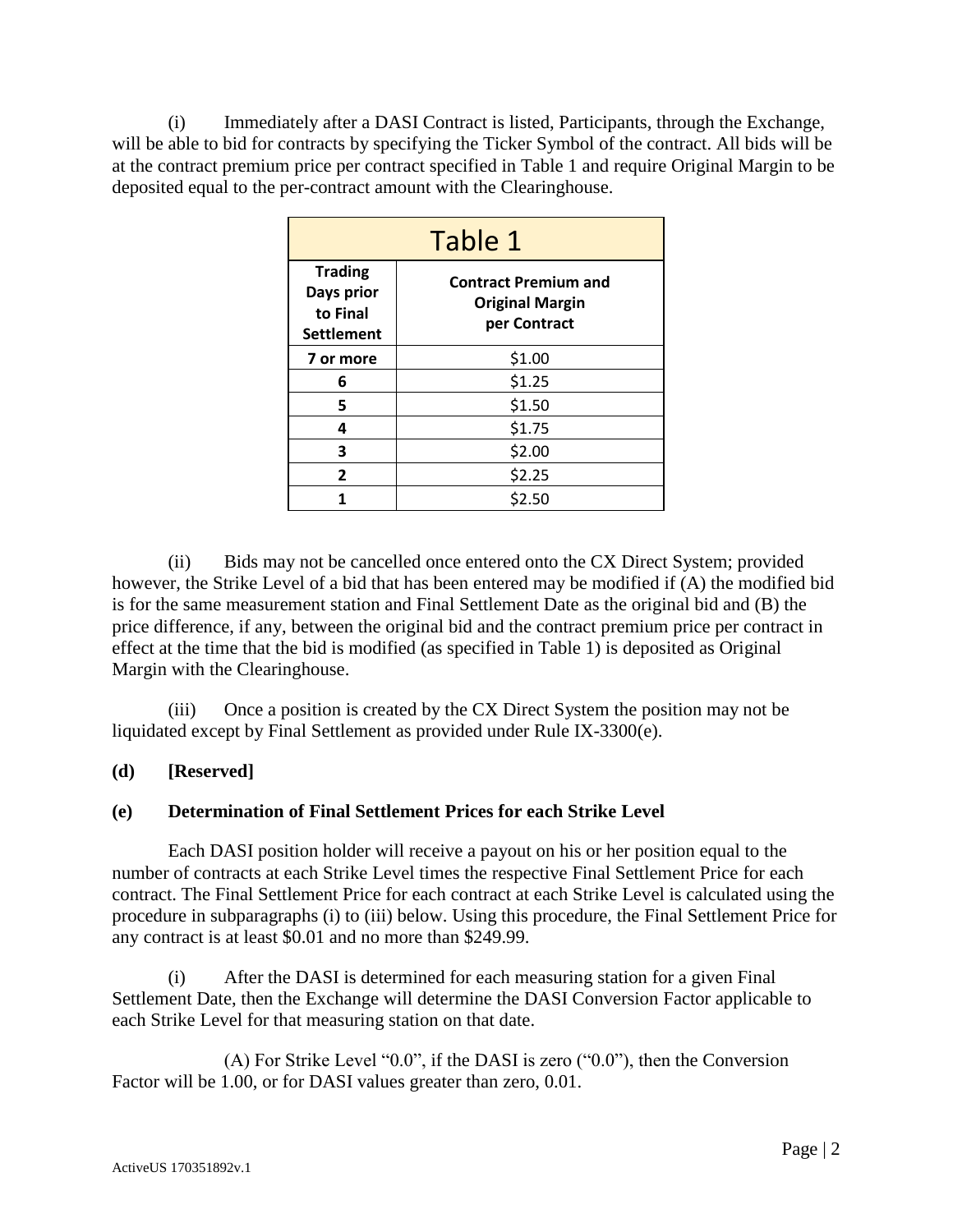(i) Immediately after a DASI Contract is listed, Participants, through the Exchange, will be able to bid for contracts by specifying the Ticker Symbol of the contract. All bids will be at the contract premium price per contract specified in Table 1 and require Original Margin to be deposited equal to the per-contract amount with the Clearinghouse.

| Table 1 | |
|---|---|
| **Trading Days prior to Final Settlement** | **Contract Premium and Original Margin per Contract** |
| **7 or more** | $1.00 |
| **6** | $1.25 |
| **5** | $1.50 |
| **4** | $1.75 |
| **3** | $2.00 |
| **2** | $2.25 |
| **1** | $2.50 |

(ii) Bids may not be cancelled once entered onto the CX Direct System; provided however, the Strike Level of a bid that has been entered may be modified if (A) the modified bid is for the same measurement station and Final Settlement Date as the original bid and (B) the price difference, if any, between the original bid and the contract premium price per contract in effect at the time that the bid is modified (as specified in Table 1) is deposited as Original Margin with the Clearinghouse.

(iii) Once a position is created by the CX Direct System the position may not be liquidated except by Final Settlement as provided under Rule IX-3300(e).

**(d) [Reserved]**

**(e) Determination of Final Settlement Prices for each Strike Level**

Each DASI position holder will receive a payout on his or her position equal to the number of contracts at each Strike Level times the respective Final Settlement Price for each contract. The Final Settlement Price for each contract at each Strike Level is calculated using the procedure in subparagraphs (i) to (iii) below. Using this procedure, the Final Settlement Price for any contract is at least $0.01 and no more than $249.99.

(i) After the DASI is determined for each measuring station for a given Final Settlement Date, then the Exchange will determine the DASI Conversion Factor applicable to each Strike Level for that measuring station on that date.

(A) For Strike Level "0.0", if the DASI is zero ("0.0"), then the Conversion Factor will be 1.00, or for DASI values greater than zero, 0.01.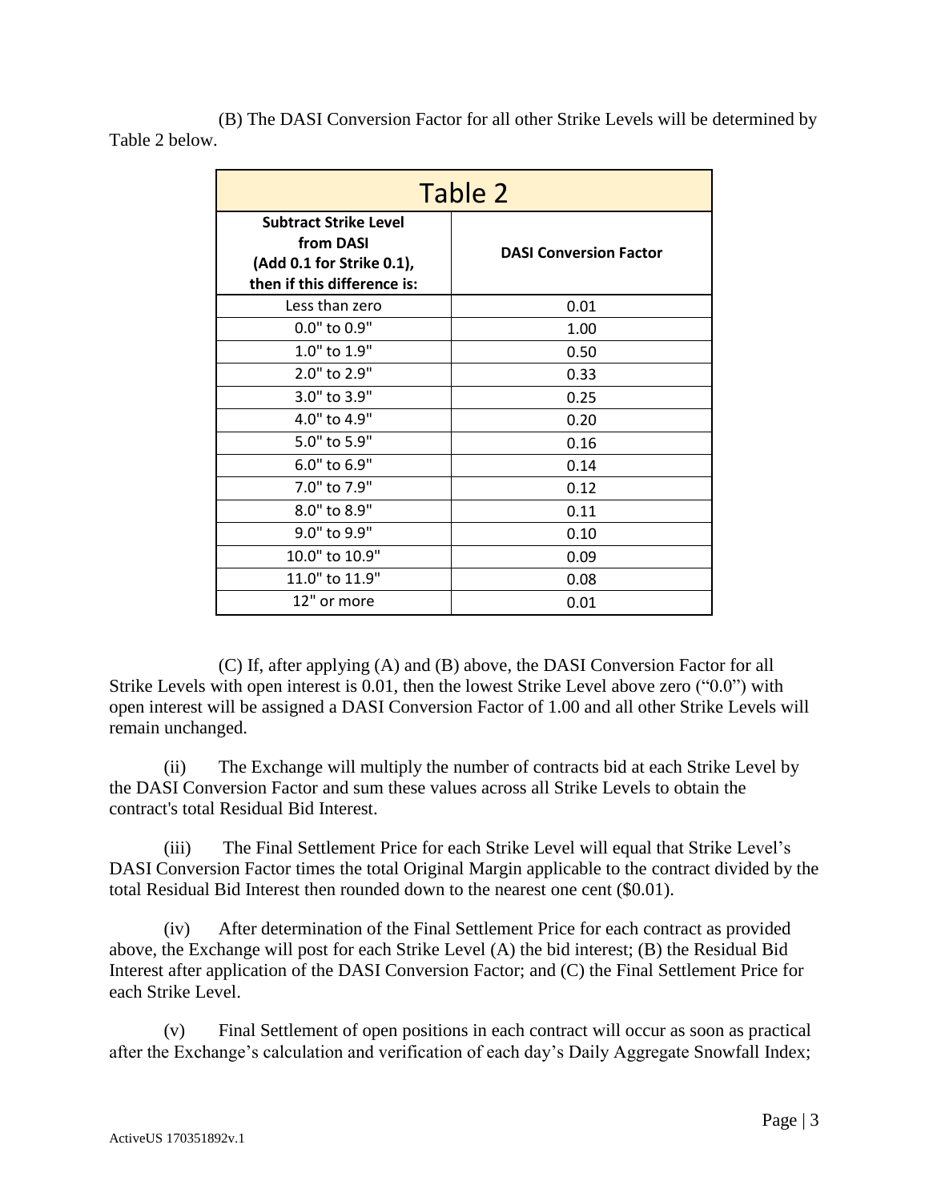(B) The DASI Conversion Factor for all other Strike Levels will be determined by Table 2 below.

| Table 2 | |
|---|---|
| **Subtract Strike Level from DASI (Add 0.1 for Strike 0.1), then if this difference is:** | **DASI Conversion Factor** |
| Less than zero | 0.01 |
| 0.0" to 0.9" | 1.00 |
| 1.0" to 1.9" | 0.50 |
| 2.0" to 2.9" | 0.33 |
| 3.0" to 3.9" | 0.25 |
| 4.0" to 4.9" | 0.20 |
| 5.0" to 5.9" | 0.16 |
| 6.0" to 6.9" | 0.14 |
| 7.0" to 7.9" | 0.12 |
| 8.0" to 8.9" | 0.11 |
| 9.0" to 9.9" | 0.10 |
| 10.0" to 10.9" | 0.09 |
| 11.0" to 11.9" | 0.08 |
| 12" or more | 0.01 |

(C) If, after applying (A) and (B) above, the DASI Conversion Factor for all Strike Levels with open interest is 0.01, then the lowest Strike Level above zero ("0.0") with open interest will be assigned a DASI Conversion Factor of 1.00 and all other Strike Levels will remain unchanged.

(ii) The Exchange will multiply the number of contracts bid at each Strike Level by the DASI Conversion Factor and sum these values across all Strike Levels to obtain the contract's total Residual Bid Interest.

(iii) The Final Settlement Price for each Strike Level will equal that Strike Level's DASI Conversion Factor times the total Original Margin applicable to the contract divided by the total Residual Bid Interest then rounded down to the nearest one cent ($0.01).

(iv) After determination of the Final Settlement Price for each contract as provided above, the Exchange will post for each Strike Level (A) the bid interest; (B) the Residual Bid Interest after application of the DASI Conversion Factor; and (C) the Final Settlement Price for each Strike Level.

(v) Final Settlement of open positions in each contract will occur as soon as practical after the Exchange's calculation and verification of each day's Daily Aggregate Snowfall Index;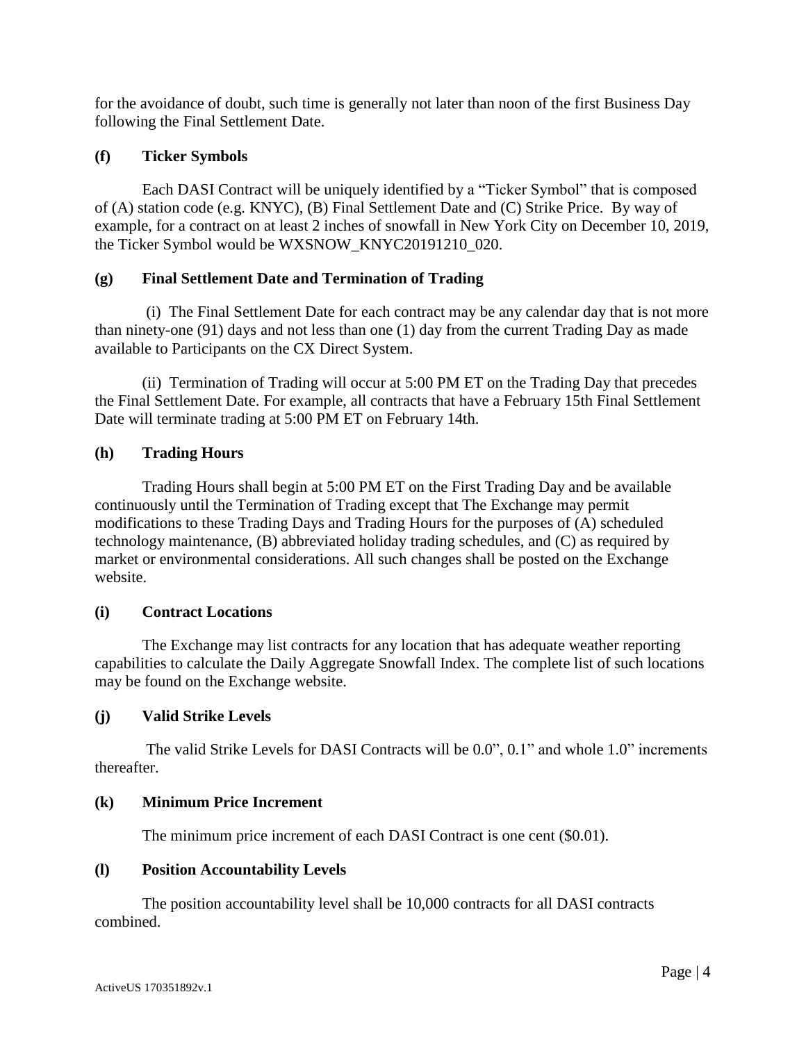for the avoidance of doubt, such time is generally not later than noon of the first Business Day following the Final Settlement Date.

**(f) Ticker Symbols**

Each DASI Contract will be uniquely identified by a "Ticker Symbol" that is composed of (A) station code (e.g. KNYC), (B) Final Settlement Date and (C) Strike Price. By way of example, for a contract on at least 2 inches of snowfall in New York City on December 10, 2019, the Ticker Symbol would be WXSNOW_KNYC20191210_020.

**(g) Final Settlement Date and Termination of Trading**

(i) The Final Settlement Date for each contract may be any calendar day that is not more than ninety-one (91) days and not less than one (1) day from the current Trading Day as made available to Participants on the CX Direct System.

(ii) Termination of Trading will occur at 5:00 PM ET on the Trading Day that precedes the Final Settlement Date. For example, all contracts that have a February 15th Final Settlement Date will terminate trading at 5:00 PM ET on February 14th.

**(h) Trading Hours**

Trading Hours shall begin at 5:00 PM ET on the First Trading Day and be available continuously until the Termination of Trading except that The Exchange may permit modifications to these Trading Days and Trading Hours for the purposes of (A) scheduled technology maintenance, (B) abbreviated holiday trading schedules, and (C) as required by market or environmental considerations. All such changes shall be posted on the Exchange website.

**(i) Contract Locations**

The Exchange may list contracts for any location that has adequate weather reporting capabilities to calculate the Daily Aggregate Snowfall Index. The complete list of such locations may be found on the Exchange website.

**(j) Valid Strike Levels**

The valid Strike Levels for DASI Contracts will be 0.0", 0.1" and whole 1.0" increments thereafter.

**(k) Minimum Price Increment**

The minimum price increment of each DASI Contract is one cent ($0.01).

**(l) Position Accountability Levels**

The position accountability level shall be 10,000 contracts for all DASI contracts combined.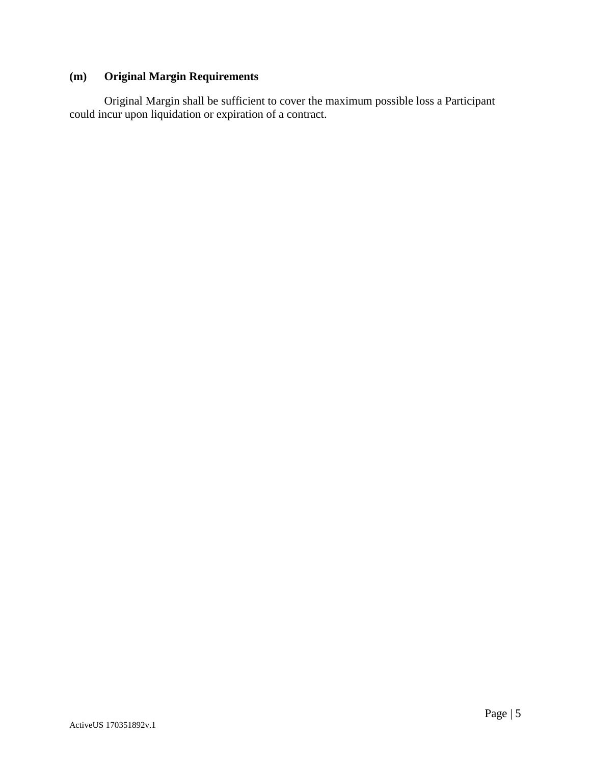**(m) Original Margin Requirements**

Original Margin shall be sufficient to cover the maximum possible loss a Participant could incur upon liquidation or expiration of a contract.

ActiveUS 170351892v.1